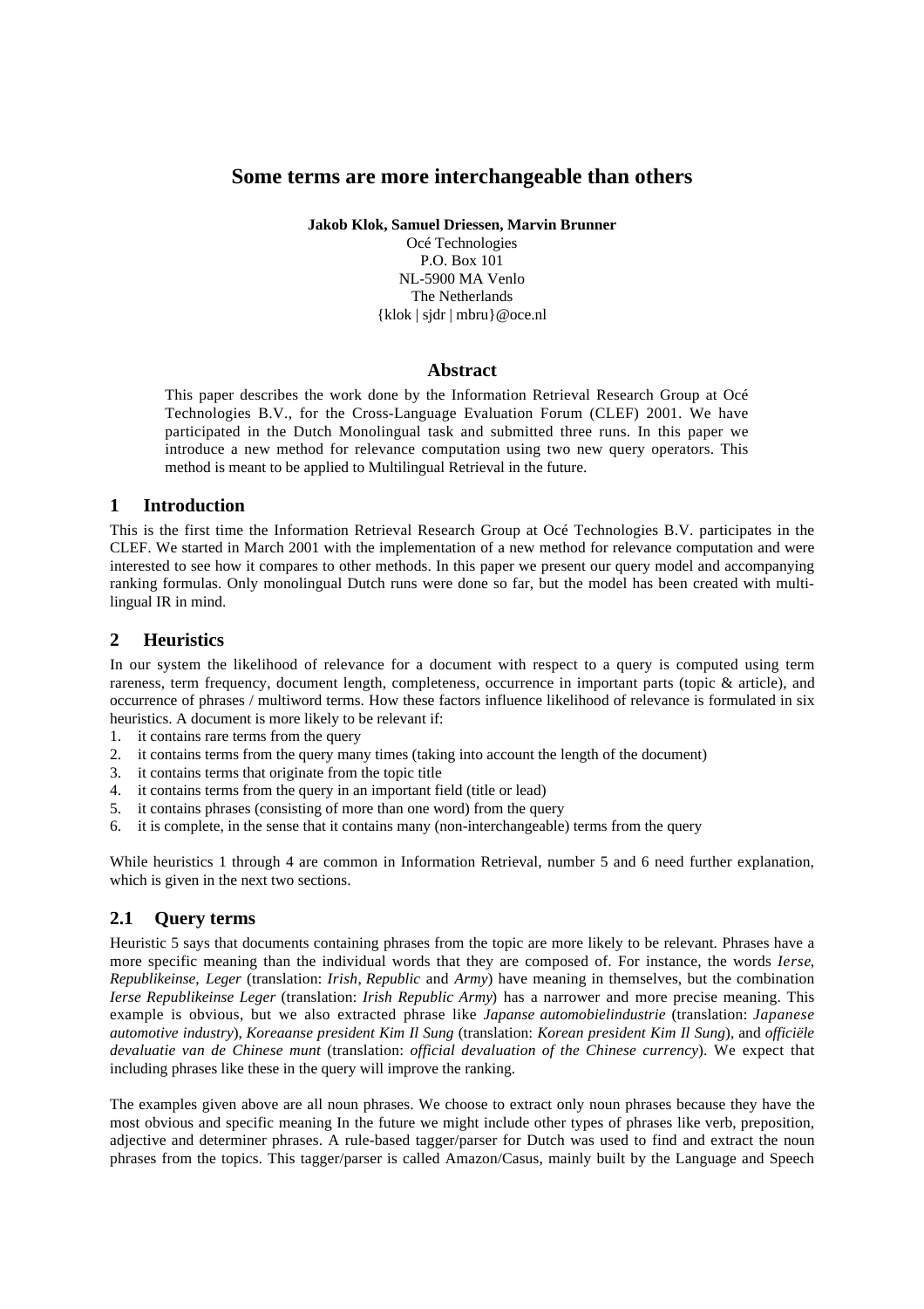# Some terms are more interchangeable than others

**Jakob Klok, Samuel Driessen, Marvin Brunner**

Océ Technologies
P.O. Box 101
NL-5900 MA Venlo
The Netherlands
{klok | sjdr | mbru}@oce.nl

## Abstract

This paper describes the work done by the Information Retrieval Research Group at Océ Technologies B.V., for the Cross-Language Evaluation Forum (CLEF) 2001. We have participated in the Dutch Monolingual task and submitted three runs. In this paper we introduce a new method for relevance computation using two new query operators. This method is meant to be applied to Multilingual Retrieval in the future.

## 1 Introduction

This is the first time the Information Retrieval Research Group at Océ Technologies B.V. participates in the CLEF. We started in March 2001 with the implementation of a new method for relevance computation and were interested to see how it compares to other methods. In this paper we present our query model and accompanying ranking formulas. Only monolingual Dutch runs were done so far, but the model has been created with multi-lingual IR in mind.

## 2 Heuristics

In our system the likelihood of relevance for a document with respect to a query is computed using term rareness, term frequency, document length, completeness, occurrence in important parts (topic & article), and occurrence of phrases / multiword terms. How these factors influence likelihood of relevance is formulated in six heuristics. A document is more likely to be relevant if:

1. it contains rare terms from the query
2. it contains terms from the query many times (taking into account the length of the document)
3. it contains terms that originate from the topic title
4. it contains terms from the query in an important field (title or lead)
5. it contains phrases (consisting of more than one word) from the query
6. it is complete, in the sense that it contains many (non-interchangeable) terms from the query

While heuristics 1 through 4 are common in Information Retrieval, number 5 and 6 need further explanation, which is given in the next two sections.

### 2.1 Query terms

Heuristic 5 says that documents containing phrases from the topic are more likely to be relevant. Phrases have a more specific meaning than the individual words that they are composed of. For instance, the words *Ierse*, *Republikeinse*, *Leger* (translation: *Irish*, *Republic* and *Army*) have meaning in themselves, but the combination *Ierse Republikeinse Leger* (translation: *Irish Republic Army*) has a narrower and more precise meaning. This example is obvious, but we also extracted phrase like *Japanse automobielindustrie* (translation: *Japanese automotive industry*), *Koreaanse president Kim Il Sung* (translation: *Korean president Kim Il Sung*), and *officiële devaluatie van de Chinese munt* (translation: *official devaluation of the Chinese currency*). We expect that including phrases like these in the query will improve the ranking.

The examples given above are all noun phrases. We choose to extract only noun phrases because they have the most obvious and specific meaning In the future we might include other types of phrases like verb, preposition, adjective and determiner phrases. A rule-based tagger/parser for Dutch was used to find and extract the noun phrases from the topics. This tagger/parser is called Amazon/Casus, mainly built by the Language and Speech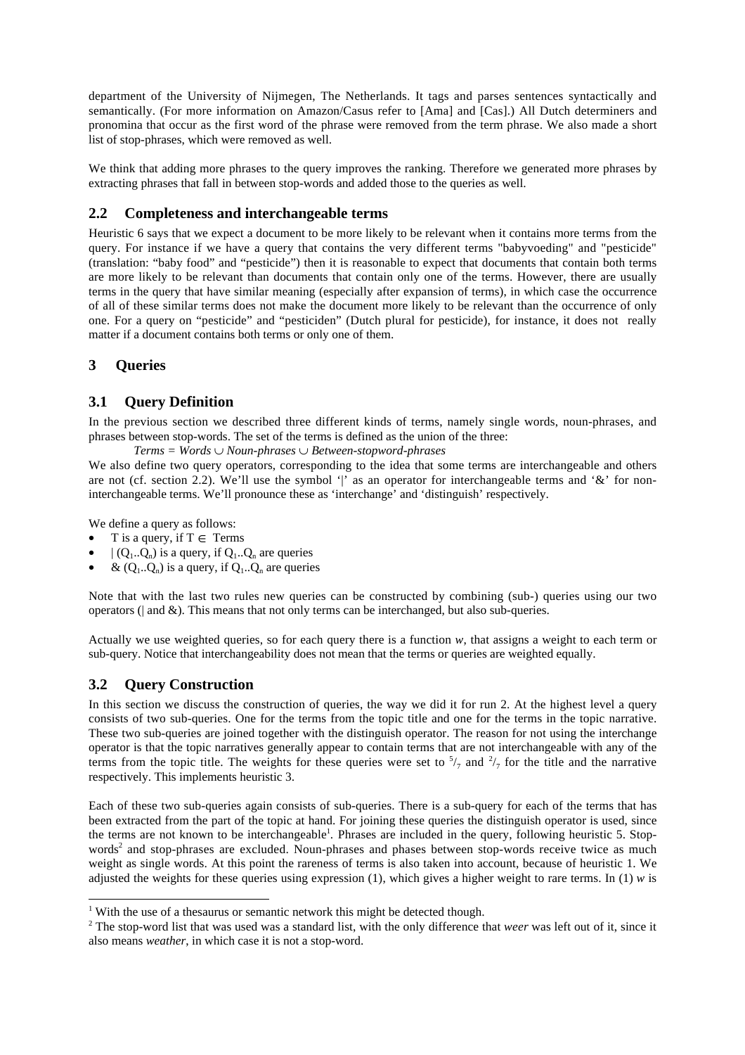department of the University of Nijmegen, The Netherlands. It tags and parses sentences syntactically and semantically. (For more information on Amazon/Casus refer to [Ama] and [Cas].) All Dutch determiners and pronomina that occur as the first word of the phrase were removed from the term phrase. We also made a short list of stop-phrases, which were removed as well.

We think that adding more phrases to the query improves the ranking. Therefore we generated more phrases by extracting phrases that fall in between stop-words and added those to the queries as well.

## 2.2 Completeness and interchangeable terms

Heuristic 6 says that we expect a document to be more likely to be relevant when it contains more terms from the query. For instance if we have a query that contains the very different terms "babyvoeding" and "pesticide" (translation: "baby food" and "pesticide") then it is reasonable to expect that documents that contain both terms are more likely to be relevant than documents that contain only one of the terms. However, there are usually terms in the query that have similar meaning (especially after expansion of terms), in which case the occurrence of all of these similar terms does not make the document more likely to be relevant than the occurrence of only one. For a query on "pesticide" and "pesticiden" (Dutch plural for pesticide), for instance, it does not really matter if a document contains both terms or only one of them.

# 3 Queries

## 3.1 Query Definition

In the previous section we described three different kinds of terms, namely single words, noun-phrases, and phrases between stop-words. The set of the terms is defined as the union of the three:

*Terms = Words* $\cup$ *Noun-phrases* $\cup$ *Between-stopword-phrases*

We also define two query operators, corresponding to the idea that some terms are interchangeable and others are not (cf. section 2.2). We'll use the symbol '|' as an operator for interchangeable terms and '&' for non-interchangeable terms. We'll pronounce these as 'interchange' and 'distinguish' respectively.

We define a query as follows:

- T is a query, if $T \in$ Terms
- | $(Q_1..Q_n)$ is a query, if $Q_1..Q_n$ are queries
- & $(Q_1..Q_n)$ is a query, if $Q_1..Q_n$ are queries

Note that with the last two rules new queries can be constructed by combining (sub-) queries using our two operators (| and &). This means that not only terms can be interchanged, but also sub-queries.

Actually we use weighted queries, so for each query there is a function *w*, that assigns a weight to each term or sub-query. Notice that interchangeability does not mean that the terms or queries are weighted equally.

## 3.2 Query Construction

In this section we discuss the construction of queries, the way we did it for run 2. At the highest level a query consists of two sub-queries. One for the terms from the topic title and one for the terms in the topic narrative. These two sub-queries are joined together with the distinguish operator. The reason for not using the interchange operator is that the topic narratives generally appear to contain terms that are not interchangeable with any of the terms from the topic title. The weights for these queries were set to $^5/_7$ and $^2/_7$ for the title and the narrative respectively. This implements heuristic 3.

Each of these two sub-queries again consists of sub-queries. There is a sub-query for each of the terms that has been extracted from the part of the topic at hand. For joining these queries the distinguish operator is used, since the terms are not known to be interchangeable[1]. Phrases are included in the query, following heuristic 5. Stop-words[2] and stop-phrases are excluded. Noun-phrases and phases between stop-words receive twice as much weight as single words. At this point the rareness of terms is also taken into account, because of heuristic 1. We adjusted the weights for these queries using expression (1), which gives a higher weight to rare terms. In (1) *w* is

[1] With the use of a thesaurus or semantic network this might be detected though.

[2] The stop-word list that was used was a standard list, with the only difference that *weer* was left out of it, since it also means *weather*, in which case it is not a stop-word.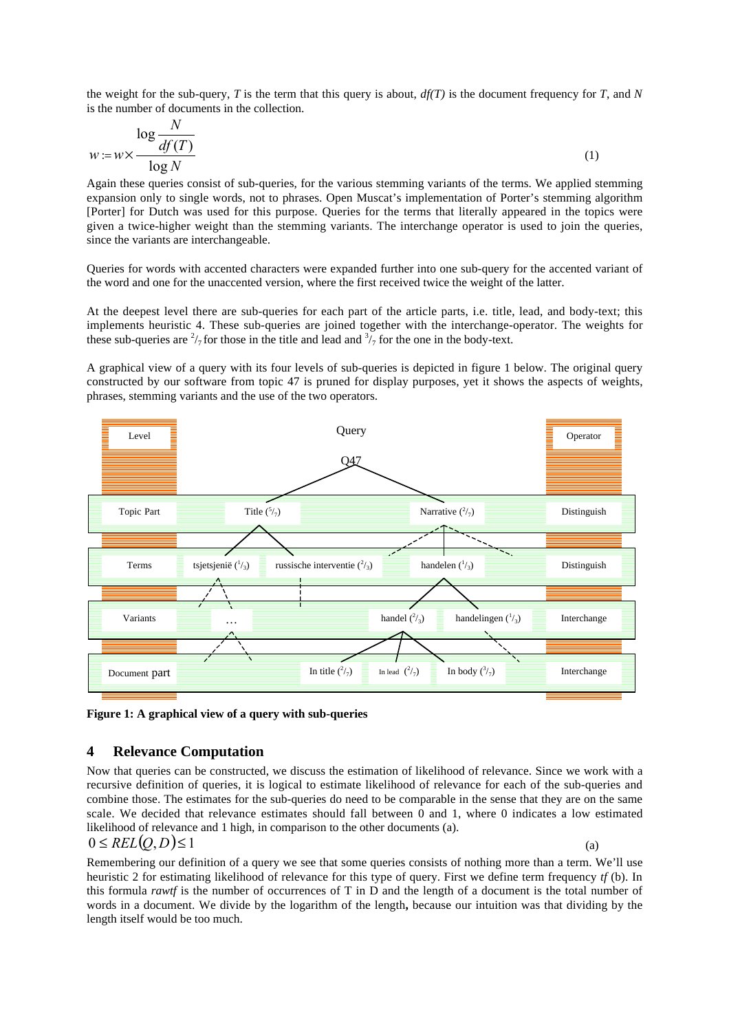the weight for the sub-query, *T* is the term that this query is about, *df(T)* is the document frequency for *T*, and *N* is the number of documents in the collection.

$$w := w \times \frac{\log \dfrac{N}{df(T)}}{\log N} \tag{1}$$

Again these queries consist of sub-queries, for the various stemming variants of the terms. We applied stemming expansion only to single words, not to phrases. Open Muscat's implementation of Porter's stemming algorithm [Porter] for Dutch was used for this purpose. Queries for the terms that literally appeared in the topics were given a twice-higher weight than the stemming variants. The interchange operator is used to join the queries, since the variants are interchangeable.

Queries for words with accented characters were expanded further into one sub-query for the accented variant of the word and one for the unaccented version, where the first received twice the weight of the latter.

At the deepest level there are sub-queries for each part of the article parts, i.e. title, lead, and body-text; this implements heuristic 4. These sub-queries are joined together with the interchange-operator. The weights for these sub-queries are $^2/_7$ for those in the title and lead and $^3/_7$ for the one in the body-text.

A graphical view of a query with its four levels of sub-queries is depicted in figure 1 below. The original query constructed by our software from topic 47 is pruned for display purposes, yet it shows the aspects of weights, phrases, stemming variants and the use of the two operators.

| Level | Query | Operator |
|---|---|---|
| | Q47 | |
| Topic Part | Title ($^5/_7$) — Narrative ($^2/_7$) | Distinguish |
| Terms | tsjetsjenië ($^1/_3$) — russische interventie ($^2/_3$) — handelen ($^1/_3$) | Distinguish |
| Variants | … — handel ($^2/_3$) — handelingen ($^1/_3$) | Interchange |
| Document part | In title ($^2/_7$) — In lead ($^2/_7$) — In body ($^3/_7$) | Interchange |

**Figure 1: A graphical view of a query with sub-queries**

## 4 Relevance Computation

Now that queries can be constructed, we discuss the estimation of likelihood of relevance. Since we work with a recursive definition of queries, it is logical to estimate likelihood of relevance for each of the sub-queries and combine those. The estimates for the sub-queries do need to be comparable in the sense that they are on the same scale. We decided that relevance estimates should fall between 0 and 1, where 0 indicates a low estimated likelihood of relevance and 1 high, in comparison to the other documents (a).

$$0 \le REL(Q, D) \le 1 \tag{a}$$

Remembering our definition of a query we see that some queries consists of nothing more than a term. We'll use heuristic 2 for estimating likelihood of relevance for this type of query. First we define term frequency *tf* (b). In this formula *rawtf* is the number of occurrences of T in D and the length of a document is the total number of words in a document. We divide by the logarithm of the length**,** because our intuition was that dividing by the length itself would be too much.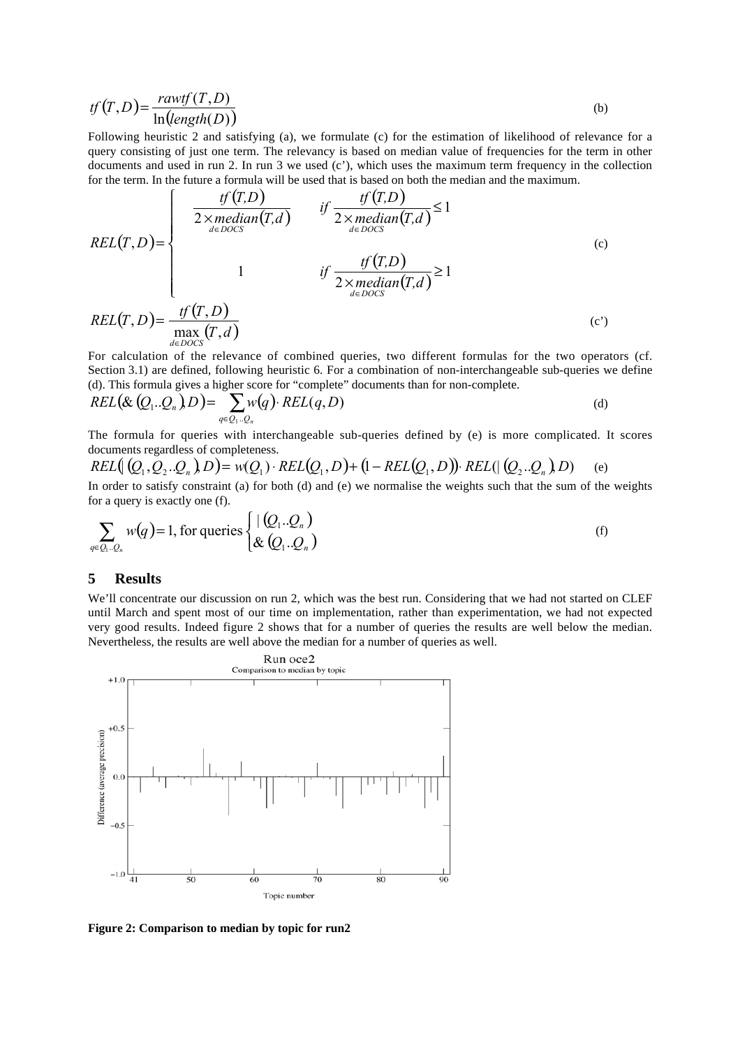$$tf(T,D) = \frac{rawtf(T,D)}{\ln(length(D))} \qquad \text{(b)}$$

Following heuristic 2 and satisfying (a), we formulate (c) for the estimation of likelihood of relevance for a query consisting of just one term. The relevancy is based on median value of frequencies for the term in other documents and used in run 2. In run 3 we used (c'), which uses the maximum term frequency in the collection for the term. In the future a formula will be used that is based on both the median and the maximum.

$$REL(T,D) = \begin{cases} \dfrac{tf(T,D)}{2 \times \underset{d \in DOCS}{median}(T,d)} & \text{if } \dfrac{tf(T,D)}{2 \times \underset{d \in DOCS}{median}(T,d)} \leq 1 \\ 1 & \text{if } \dfrac{tf(T,D)}{2 \times \underset{d \in DOCS}{median}(T,d)} \geq 1 \end{cases} \qquad \text{(c)}$$

$$REL(T,D) = \frac{tf(T,D)}{\underset{d \in DOCS}{\max}(T,d)} \qquad \text{(c')}$$

For calculation of the relevance of combined queries, two different formulas for the two operators (cf. Section 3.1) are defined, following heuristic 6. For a combination of non-interchangeable sub-queries we define (d). This formula gives a higher score for "complete" documents than for non-complete.

$$REL(\&(Q_1..Q_n),D) = \sum_{q \in Q_1..Q_n} w(q) \cdot REL(q,D) \qquad \text{(d)}$$

The formula for queries with interchangeable sub-queries defined by (e) is more complicated. It scores documents regardless of completeness.

$$REL(|(Q_1,Q_2..Q_n),D) = w(Q_1) \cdot REL(Q_1,D) + (1 - REL(Q_1,D)) \cdot REL(|(Q_2..Q_n),D) \qquad \text{(e)}$$

In order to satisfy constraint (a) for both (d) and (e) we normalise the weights such that the sum of the weights for a query is exactly one (f).

$$\sum_{q \in Q_1..Q_n} w(q) = 1, \text{ for queries } \begin{cases} |(Q_1..Q_n) \\ \&(Q_1..Q_n) \end{cases} \qquad \text{(f)}$$

## 5 Results

We'll concentrate our discussion on run 2, which was the best run. Considering that we had not started on CLEF until March and spent most of our time on implementation, rather than experimentation, we had not expected very good results. Indeed figure 2 shows that for a number of queries the results are well below the median. Nevertheless, the results are well above the median for a number of queries as well.

**Figure 2: Comparison to median by topic for run2**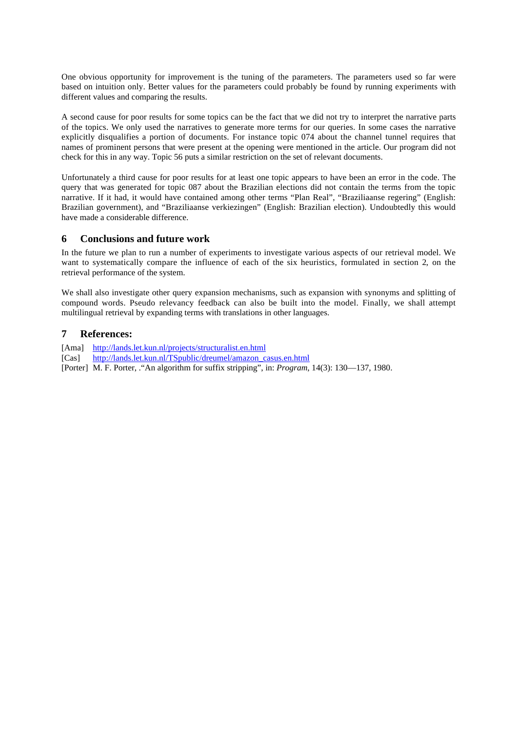One obvious opportunity for improvement is the tuning of the parameters. The parameters used so far were based on intuition only. Better values for the parameters could probably be found by running experiments with different values and comparing the results.

A second cause for poor results for some topics can be the fact that we did not try to interpret the narrative parts of the topics. We only used the narratives to generate more terms for our queries. In some cases the narrative explicitly disqualifies a portion of documents. For instance topic 074 about the channel tunnel requires that names of prominent persons that were present at the opening were mentioned in the article. Our program did not check for this in any way. Topic 56 puts a similar restriction on the set of relevant documents.

Unfortunately a third cause for poor results for at least one topic appears to have been an error in the code. The query that was generated for topic 087 about the Brazilian elections did not contain the terms from the topic narrative. If it had, it would have contained among other terms "Plan Real", "Braziliaanse regering" (English: Brazilian government), and "Braziliaanse verkiezingen" (English: Brazilian election). Undoubtedly this would have made a considerable difference.

## 6 Conclusions and future work

In the future we plan to run a number of experiments to investigate various aspects of our retrieval model. We want to systematically compare the influence of each of the six heuristics, formulated in section 2, on the retrieval performance of the system.

We shall also investigate other query expansion mechanisms, such as expansion with synonyms and splitting of compound words. Pseudo relevancy feedback can also be built into the model. Finally, we shall attempt multilingual retrieval by expanding terms with translations in other languages.

## 7 References:

[Ama] http://lands.let.kun.nl/projects/structuralist.en.html

[Cas] http://lands.let.kun.nl/TSpublic/dreumel/amazon_casus.en.html

[Porter] M. F. Porter, ."An algorithm for suffix stripping", in: *Program*, 14(3): 130—137, 1980.